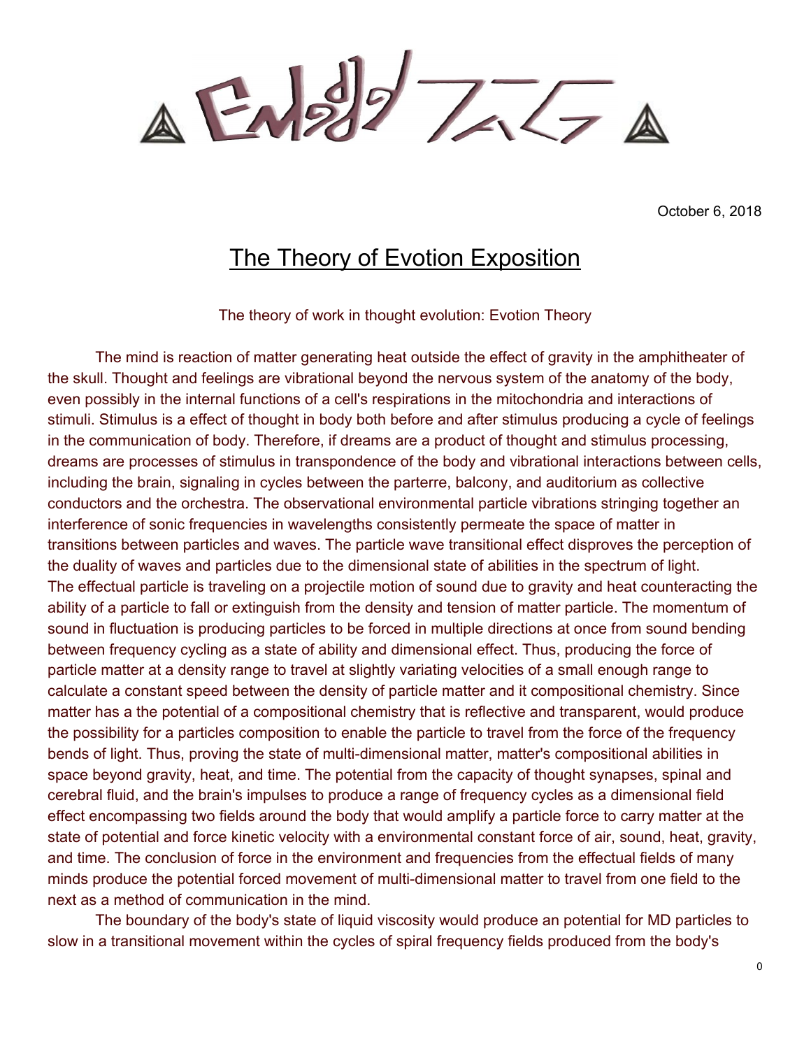October 6, 2018

# The Theory of Evotion Exposition

The theory of work in thought evolution: Evotion Theory

The mind is reaction of matter generating heat outside the effect of gravity in the amphitheater of the skull. Thought and feelings are vibrational beyond the nervous system of the anatomy of the body, even possibly in the internal functions of a cell's respirations in the mitochondria and interactions of stimuli. Stimulus is a effect of thought in body both before and after stimulus producing a cycle of feelings in the communication of body. Therefore, if dreams are a product of thought and stimulus processing, dreams are processes of stimulus in transpondence of the body and vibrational interactions between cells, including the brain, signaling in cycles between the parterre, balcony, and auditorium as collective conductors and the orchestra. The observational environmental particle vibrations stringing together an interference of sonic frequencies in wavelengths consistently permeate the space of matter in transitions between particles and waves. The particle wave transitional effect disproves the perception of the duality of waves and particles due to the dimensional state of abilities in the spectrum of light. The effectual particle is traveling on a projectile motion of sound due to gravity and heat counteracting the ability of a particle to fall or extinguish from the density and tension of matter particle. The momentum of sound in fluctuation is producing particles to be forced in multiple directions at once from sound bending between frequency cycling as a state of ability and dimensional effect. Thus, producing the force of particle matter at a density range to travel at slightly variating velocities of a small enough range to calculate a constant speed between the density of particle matter and it compositional chemistry. Since matter has a the potential of a compositional chemistry that is reflective and transparent, would produce the possibility for a particles composition to enable the particle to travel from the force of the frequency bends of light. Thus, proving the state of multi-dimensional matter, matter's compositional abilities in space beyond gravity, heat, and time. The potential from the capacity of thought synapses, spinal and cerebral fluid, and the brain's impulses to produce a range of frequency cycles as a dimensional field effect encompassing two fields around the body that would amplify a particle force to carry matter at the state of potential and force kinetic velocity with a environmental constant force of air, sound, heat, gravity, and time. The conclusion of force in the environment and frequencies from the effectual fields of many minds produce the potential forced movement of multi-dimensional matter to travel from one field to the next as a method of communication in the mind.

The boundary of the body's state of liquid viscosity would produce an potential for MD particles to slow in a transitional movement within the cycles of spiral frequency fields produced from the body's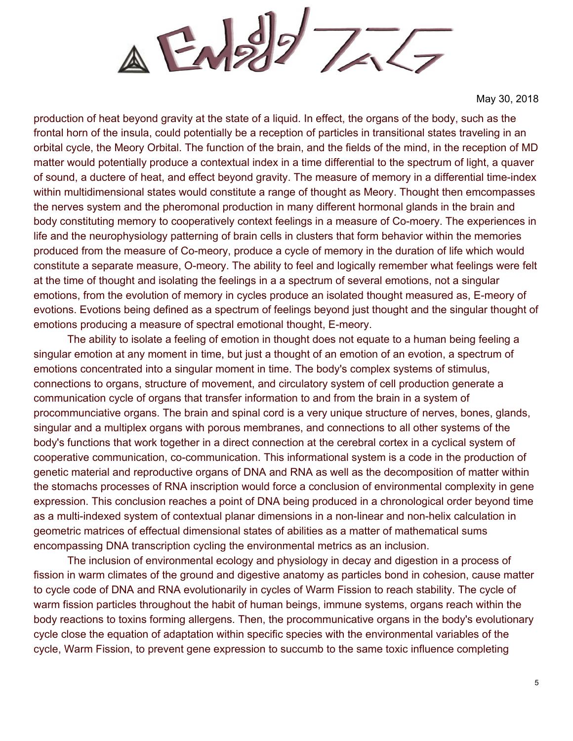production of heat beyond gravity at the state of a liquid. In effect, the organs of the body, such as the frontal horn of the insula, could potentially be a reception of particles in transitional states traveling in an orbital cycle, the Meory Orbital. The function of the brain, and the fields of the mind, in the reception of MD matter would potentially produce a contextual index in a time differential to the spectrum of light, a quaver of sound, a ductere of heat, and effect beyond gravity. The measure of memory in a differential time-index within multidimensional states would constitute a range of thought as Meory. Thought then emcompasses the nerves system and the pheromonal production in many different hormonal glands in the brain and body constituting memory to cooperatively context feelings in a measure of Co-moery. The experiences in life and the neurophysiology patterning of brain cells in clusters that form behavior within the memories produced from the measure of Co-meory, produce a cycle of memory in the duration of life which would constitute a separate measure, O-meory. The ability to feel and logically remember what feelings were felt at the time of thought and isolating the feelings in a a spectrum of several emotions, not a singular emotions, from the evolution of memory in cycles produce an isolated thought measured as, E-meory of evotions. Evotions being defined as a spectrum of feelings beyond just thought and the singular thought of emotions producing a measure of spectral emotional thought, E-meory.

The ability to isolate a feeling of emotion in thought does not equate to a human being feeling a singular emotion at any moment in time, but just a thought of an emotion of an evotion, a spectrum of emotions concentrated into a singular moment in time. The body's complex systems of stimulus, connections to organs, structure of movement, and circulatory system of cell production generate a communication cycle of organs that transfer information to and from the brain in a system of procommunciative organs. The brain and spinal cord is a very unique structure of nerves, bones, glands, singular and a multiplex organs with porous membranes, and connections to all other systems of the body's functions that work together in a direct connection at the cerebral cortex in a cyclical system of cooperative communication, co-communication. This informational system is a code in the production of genetic material and reproductive organs of DNA and RNA as well as the decomposition of matter within the stomachs processes of RNA inscription would force a conclusion of environmental complexity in gene expression. This conclusion reaches a point of DNA being produced in a chronological order beyond time as a multi-indexed system of contextual planar dimensions in a non-linear and non-helix calculation in geometric matrices of effectual dimensional states of abilities as a matter of mathematical sums encompassing DNA transcription cycling the environmental metrics as an inclusion.

The inclusion of environmental ecology and physiology in decay and digestion in a process of fission in warm climates of the ground and digestive anatomy as particles bond in cohesion, cause matter to cycle code of DNA and RNA evolutionarily in cycles of Warm Fission to reach stability. The cycle of warm fission particles throughout the habit of human beings, immune systems, organs reach within the body reactions to toxins forming allergens. Then, the procommunicative organs in the body's evolutionary cycle close the equation of adaptation within specific species with the environmental variables of the cycle, Warm Fission, to prevent gene expression to succumb to the same toxic influence completing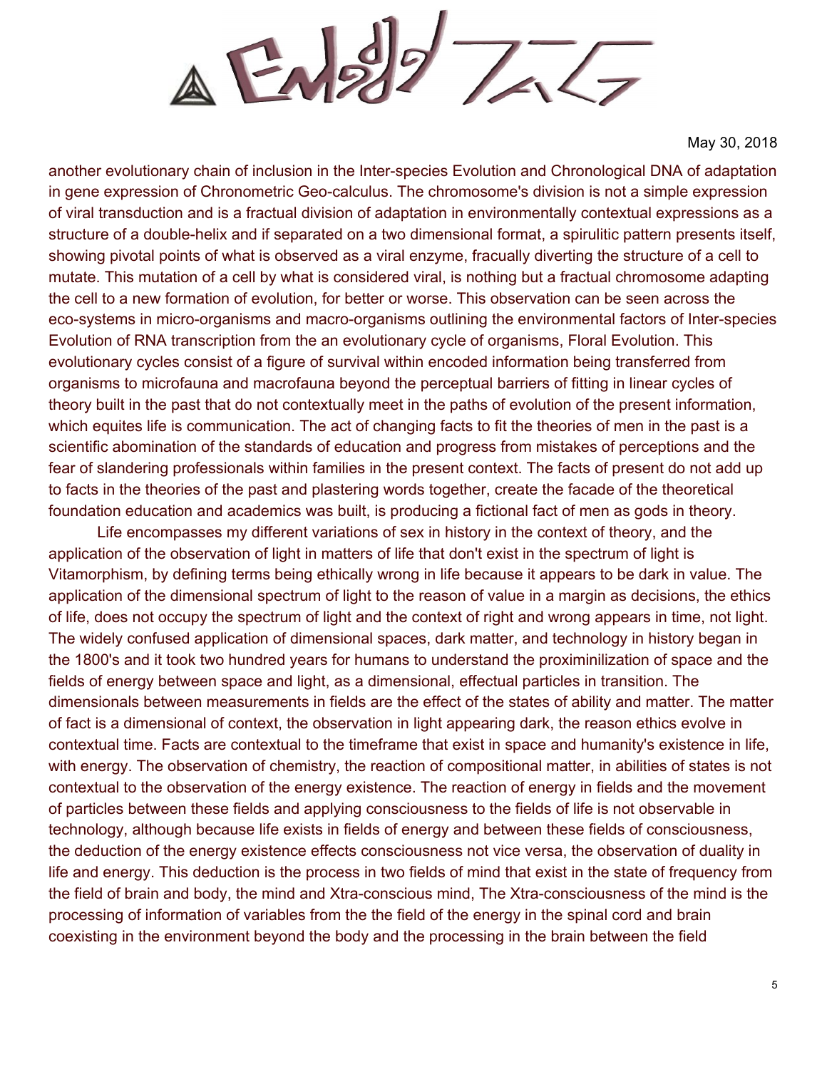May 30, 2018

another evolutionary chain of inclusion in the Inter-species Evolution and Chronological DNA of adaptation in gene expression of Chronometric Geo-calculus. The chromosome's division is not a simple expression of viral transduction and is a fractual division of adaptation in environmentally contextual expressions as a structure of a double-helix and if separated on a two dimensional format, a spirulitic pattern presents itself, showing pivotal points of what is observed as a viral enzyme, fracually diverting the structure of a cell to mutate. This mutation of a cell by what is considered viral, is nothing but a fractual chromosome adapting the cell to a new formation of evolution, for better or worse. This observation can be seen across the eco-systems in micro-organisms and macro-organisms outlining the environmental factors of Inter-species Evolution of RNA transcription from the an evolutionary cycle of organisms, Floral Evolution. This evolutionary cycles consist of a figure of survival within encoded information being transferred from organisms to microfauna and macrofauna beyond the perceptual barriers of fitting in linear cycles of theory built in the past that do not contextually meet in the paths of evolution of the present information, which equites life is communication. The act of changing facts to fit the theories of men in the past is a scientific abomination of the standards of education and progress from mistakes of perceptions and the fear of slandering professionals within families in the present context. The facts of present do not add up to facts in the theories of the past and plastering words together, create the facade of the theoretical foundation education and academics was built, is producing a fictional fact of men as gods in theory.

Life encompasses my different variations of sex in history in the context of theory, and the application of the observation of light in matters of life that don't exist in the spectrum of light is Vitamorphism, by defining terms being ethically wrong in life because it appears to be dark in value. The application of the dimensional spectrum of light to the reason of value in a margin as decisions, the ethics of life, does not occupy the spectrum of light and the context of right and wrong appears in time, not light. The widely confused application of dimensional spaces, dark matter, and technology in history began in the 1800's and it took two hundred years for humans to understand the proximinilization of space and the fields of energy between space and light, as a dimensional, effectual particles in transition. The dimensionals between measurements in fields are the effect of the states of ability and matter. The matter of fact is a dimensional of context, the observation in light appearing dark, the reason ethics evolve in contextual time. Facts are contextual to the timeframe that exist in space and humanity's existence in life, with energy. The observation of chemistry, the reaction of compositional matter, in abilities of states is not contextual to the observation of the energy existence. The reaction of energy in fields and the movement of particles between these fields and applying consciousness to the fields of life is not observable in technology, although because life exists in fields of energy and between these fields of consciousness, the deduction of the energy existence effects consciousness not vice versa, the observation of duality in life and energy. This deduction is the process in two fields of mind that exist in the state of frequency from the field of brain and body, the mind and Xtra-conscious mind, The Xtra-consciousness of the mind is the processing of information of variables from the the field of the energy in the spinal cord and brain coexisting in the environment beyond the body and the processing in the brain between the field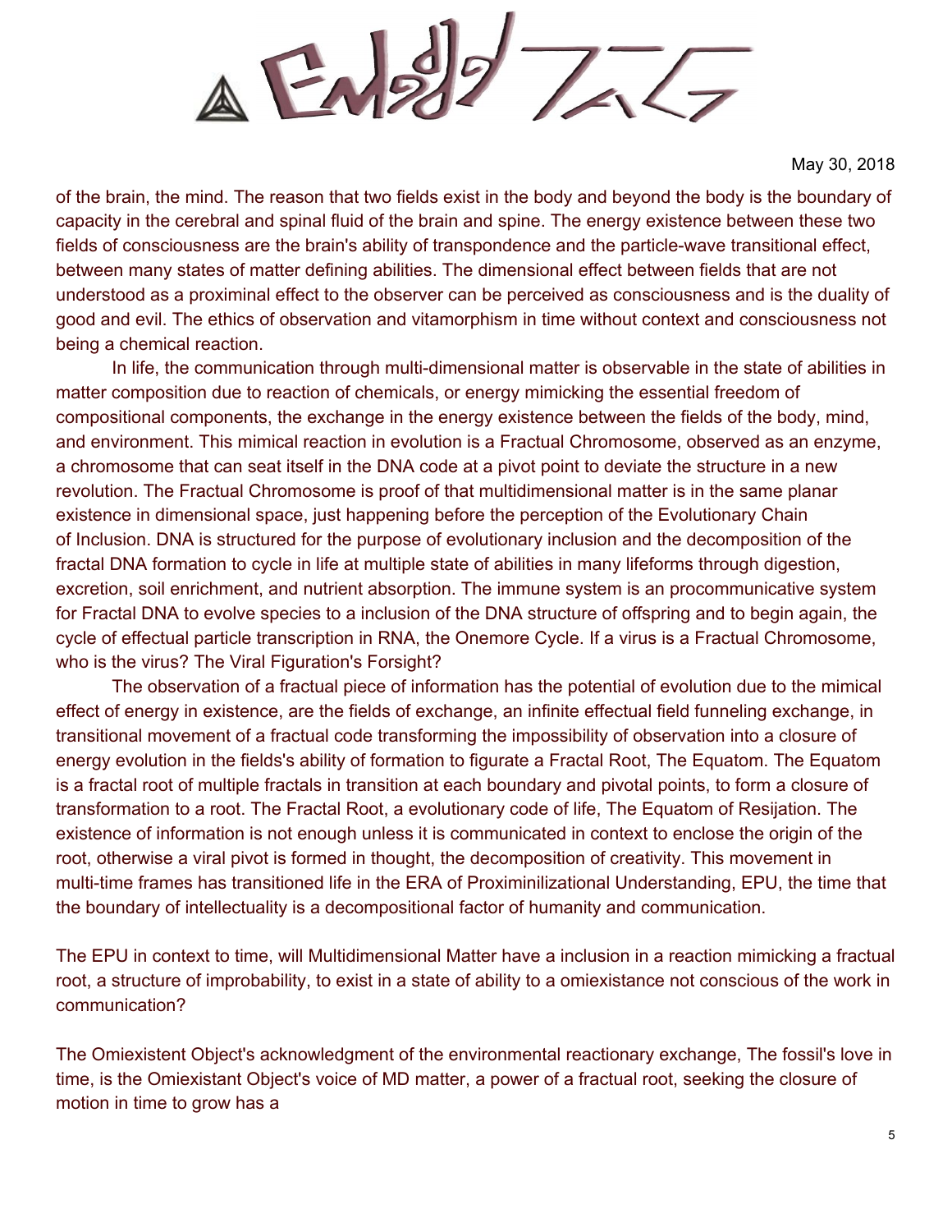May 30, 2018

of the brain, the mind. The reason that two fields exist in the body and beyond the body is the boundary of capacity in the cerebral and spinal fluid of the brain and spine. The energy existence between these two fields of consciousness are the brain's ability of transpondence and the particle-wave transitional effect, between many states of matter defining abilities. The dimensional effect between fields that are not understood as a proximinal effect to the observer can be perceived as consciousness and is the duality of good and evil. The ethics of observation and vitamorphism in time without context and consciousness not being a chemical reaction.

In life, the communication through multi-dimensional matter is observable in the state of abilities in matter composition due to reaction of chemicals, or energy mimicking the essential freedom of compositional components, the exchange in the energy existence between the fields of the body, mind, and environment. This mimical reaction in evolution is a Fractual Chromosome, observed as an enzyme, a chromosome that can seat itself in the DNA code at a pivot point to deviate the structure in a new revolution. The Fractual Chromosome is proof of that multidimensional matter is in the same planar existence in dimensional space, just happening before the perception of the Evolutionary Chain of Inclusion. DNA is structured for the purpose of evolutionary inclusion and the decomposition of the fractal DNA formation to cycle in life at multiple state of abilities in many lifeforms through digestion, excretion, soil enrichment, and nutrient absorption. The immune system is an procommunicative system for Fractal DNA to evolve species to a inclusion of the DNA structure of offspring and to begin again, the cycle of effectual particle transcription in RNA, the Onemore Cycle. If a virus is a Fractual Chromosome, who is the virus? The Viral Figuration's Forsight?

The observation of a fractual piece of information has the potential of evolution due to the mimical effect of energy in existence, are the fields of exchange, an infinite effectual field funneling exchange, in transitional movement of a fractual code transforming the impossibility of observation into a closure of energy evolution in the fields's ability of formation to figurate a Fractal Root, The Equatom. The Equatom is a fractal root of multiple fractals in transition at each boundary and pivotal points, to form a closure of transformation to a root. The Fractal Root, a evolutionary code of life, The Equatom of Resijation. The existence of information is not enough unless it is communicated in context to enclose the origin of the root, otherwise a viral pivot is formed in thought, the decomposition of creativity. This movement in multi-time frames has transitioned life in the ERA of Proximinilizational Understanding, EPU, the time that the boundary of intellectuality is a decompositional factor of humanity and communication.

The EPU in context to time, will Multidimensional Matter have a inclusion in a reaction mimicking a fractual root, a structure of improbability, to exist in a state of ability to a omiexistance not conscious of the work in communication?

The Omiexistent Object's acknowledgment of the environmental reactionary exchange, The fossil's love in time, is the Omiexistant Object's voice of MD matter, a power of a fractual root, seeking the closure of motion in time to grow has a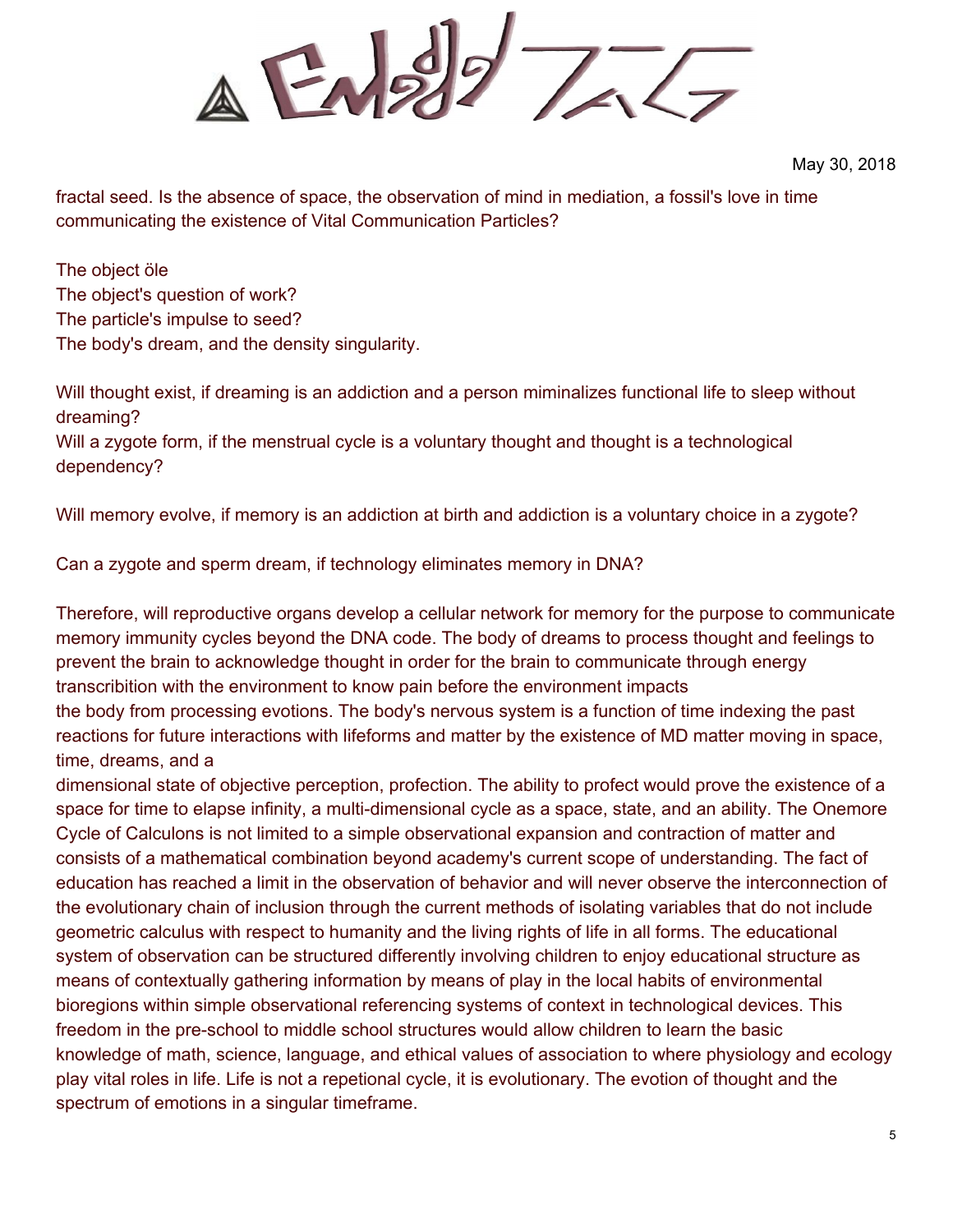May 30, 2018

fractal seed. Is the absence of space, the observation of mind in mediation, a fossil's love in time communicating the existence of Vital Communication Particles?

The object öle  
The object's question of work?  
The particle's impulse to seed?  
The body's dream, and the density singularity.

Will thought exist, if dreaming is an addiction and a person miminalizes functional life to sleep without dreaming?  
Will a zygote form, if the menstrual cycle is a voluntary thought and thought is a technological dependency?

Will memory evolve, if memory is an addiction at birth and addiction is a voluntary choice in a zygote?

Can a zygote and sperm dream, if technology eliminates memory in DNA?

Therefore, will reproductive organs develop a cellular network for memory for the purpose to communicate memory immunity cycles beyond the DNA code. The body of dreams to process thought and feelings to prevent the brain to acknowledge thought in order for the brain to communicate through energy transcribition with the environment to know pain before the environment impacts the body from processing evotions. The body's nervous system is a function of time indexing the past reactions for future interactions with lifeforms and matter by the existence of MD matter moving in space, time, dreams, and a dimensional state of objective perception, profection. The ability to profect would prove the existence of a space for time to elapse infinity, a multi-dimensional cycle as a space, state, and an ability. The Onemore Cycle of Calculons is not limited to a simple observational expansion and contraction of matter and consists of a mathematical combination beyond academy's current scope of understanding. The fact of education has reached a limit in the observation of behavior and will never observe the interconnection of the evolutionary chain of inclusion through the current methods of isolating variables that do not include geometric calculus with respect to humanity and the living rights of life in all forms. The educational system of observation can be structured differently involving children to enjoy educational structure as means of contextually gathering information by means of play in the local habits of environmental bioregions within simple observational referencing systems of context in technological devices. This freedom in the pre-school to middle school structures would allow children to learn the basic knowledge of math, science, language, and ethical values of association to where physiology and ecology play vital roles in life. Life is not a repetional cycle, it is evolutionary. The evotion of thought and the spectrum of emotions in a singular timeframe.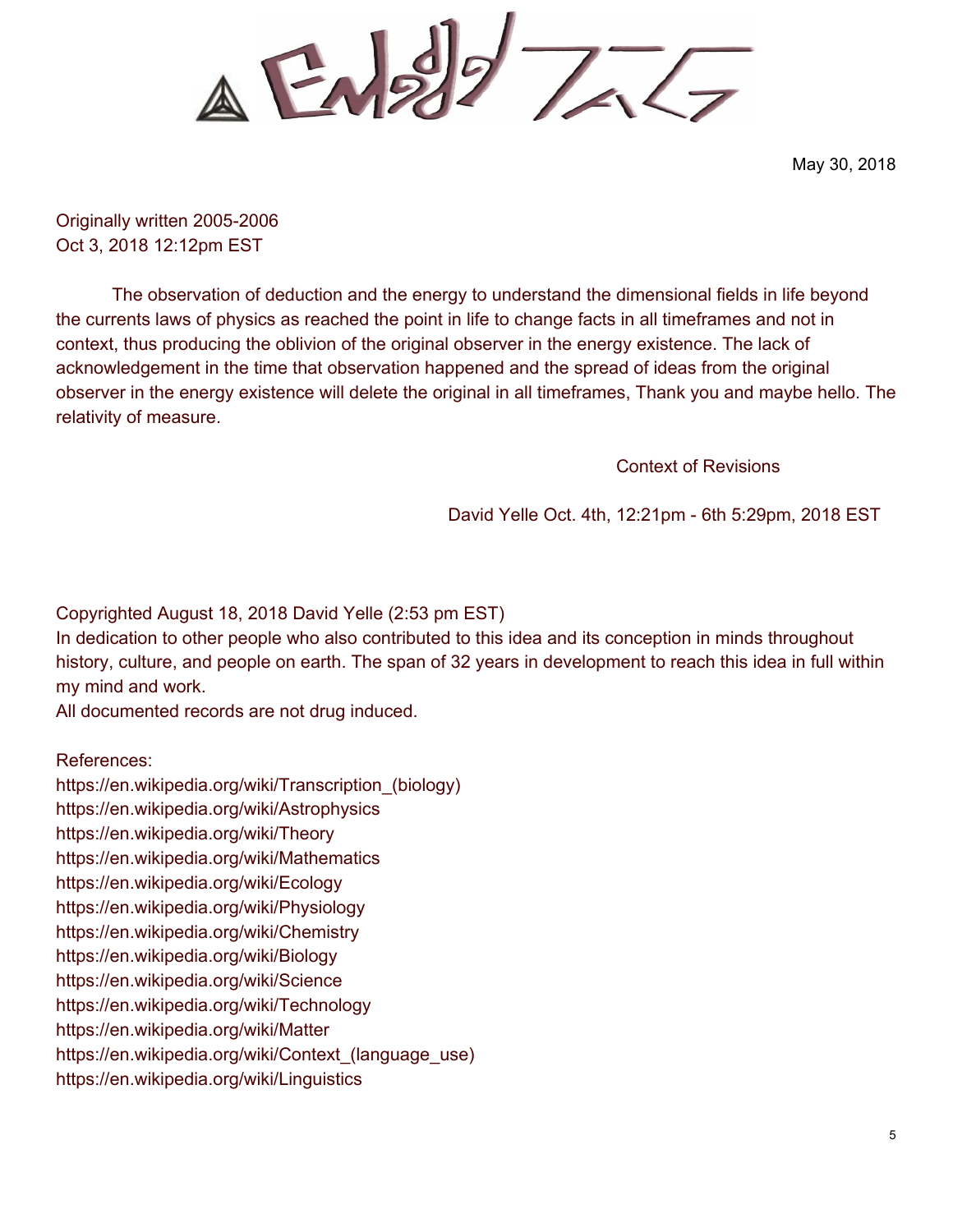May 30, 2018

Originally written 2005-2006
Oct 3, 2018 12:12pm EST

The observation of deduction and the energy to understand the dimensional fields in life beyond the currents laws of physics as reached the point in life to change facts in all timeframes and not in context, thus producing the oblivion of the original observer in the energy existence. The lack of acknowledgement in the time that observation happened and the spread of ideas from the original observer in the energy existence will delete the original in all timeframes, Thank you and maybe hello. The relativity of measure.

Context of Revisions

David Yelle Oct. 4th, 12:21pm - 6th 5:29pm, 2018 EST

Copyrighted August 18, 2018 David Yelle (2:53 pm EST)
In dedication to other people who also contributed to this idea and its conception in minds throughout history, culture, and people on earth. The span of 32 years in development to reach this idea in full within my mind and work.
All documented records are not drug induced.

References:
https://en.wikipedia.org/wiki/Transcription_(biology)
https://en.wikipedia.org/wiki/Astrophysics
https://en.wikipedia.org/wiki/Theory
https://en.wikipedia.org/wiki/Mathematics
https://en.wikipedia.org/wiki/Ecology
https://en.wikipedia.org/wiki/Physiology
https://en.wikipedia.org/wiki/Chemistry
https://en.wikipedia.org/wiki/Biology
https://en.wikipedia.org/wiki/Science
https://en.wikipedia.org/wiki/Technology
https://en.wikipedia.org/wiki/Matter
https://en.wikipedia.org/wiki/Context_(language_use)
https://en.wikipedia.org/wiki/Linguistics